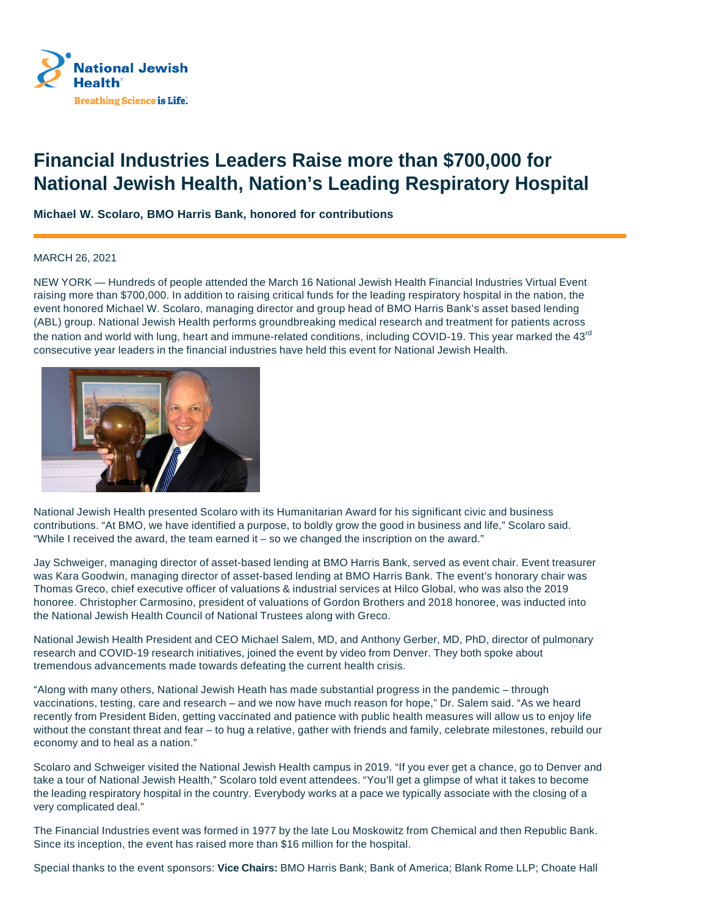National Jewish Health
Breathing Science is Life.

# Financial Industries Leaders Raise more than $700,000 for National Jewish Health, Nation's Leading Respiratory Hospital

**Michael W. Scolaro, BMO Harris Bank, honored for contributions**

MARCH 26, 2021

NEW YORK — Hundreds of people attended the March 16 National Jewish Health Financial Industries Virtual Event raising more than $700,000. In addition to raising critical funds for the leading respiratory hospital in the nation, the event honored Michael W. Scolaro, managing director and group head of BMO Harris Bank's asset based lending (ABL) group. National Jewish Health performs groundbreaking medical research and treatment for patients across the nation and world with lung, heart and immune-related conditions, including COVID-19. This year marked the 43rd consecutive year leaders in the financial industries have held this event for National Jewish Health.

National Jewish Health presented Scolaro with its Humanitarian Award for his significant civic and business contributions. "At BMO, we have identified a purpose, to boldly grow the good in business and life," Scolaro said. "While I received the award, the team earned it – so we changed the inscription on the award."

Jay Schweiger, managing director of asset-based lending at BMO Harris Bank, served as event chair. Event treasurer was Kara Goodwin, managing director of asset-based lending at BMO Harris Bank. The event's honorary chair was Thomas Greco, chief executive officer of valuations & industrial services at Hilco Global, who was also the 2019 honoree. Christopher Carmosino, president of valuations of Gordon Brothers and 2018 honoree, was inducted into the National Jewish Health Council of National Trustees along with Greco.

National Jewish Health President and CEO Michael Salem, MD, and Anthony Gerber, MD, PhD, director of pulmonary research and COVID-19 research initiatives, joined the event by video from Denver. They both spoke about tremendous advancements made towards defeating the current health crisis.

"Along with many others, National Jewish Heath has made substantial progress in the pandemic – through vaccinations, testing, care and research – and we now have much reason for hope," Dr. Salem said. "As we heard recently from President Biden, getting vaccinated and patience with public health measures will allow us to enjoy life without the constant threat and fear – to hug a relative, gather with friends and family, celebrate milestones, rebuild our economy and to heal as a nation."

Scolaro and Schweiger visited the National Jewish Health campus in 2019. "If you ever get a chance, go to Denver and take a tour of National Jewish Health," Scolaro told event attendees. "You'll get a glimpse of what it takes to become the leading respiratory hospital in the country. Everybody works at a pace we typically associate with the closing of a very complicated deal."

The Financial Industries event was formed in 1977 by the late Lou Moskowitz from Chemical and then Republic Bank. Since its inception, the event has raised more than $16 million for the hospital.

Special thanks to the event sponsors: **Vice Chairs:** BMO Harris Bank; Bank of America; Blank Rome LLP; Choate Hall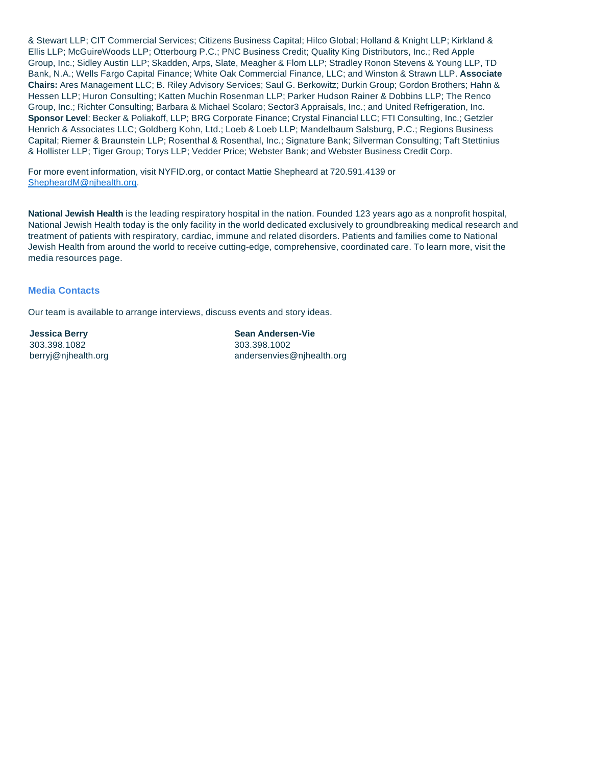& Stewart LLP; CIT Commercial Services; Citizens Business Capital; Hilco Global; Holland & Knight LLP; Kirkland & Ellis LLP; McGuireWoods LLP; Otterbourg P.C.; PNC Business Credit; Quality King Distributors, Inc.; Red Apple Group, Inc.; Sidley Austin LLP; Skadden, Arps, Slate, Meagher & Flom LLP; Stradley Ronon Stevens & Young LLP, TD Bank, N.A.; Wells Fargo Capital Finance; White Oak Commercial Finance, LLC; and Winston & Strawn LLP. **Associate Chairs:** Ares Management LLC; B. Riley Advisory Services; Saul G. Berkowitz; Durkin Group; Gordon Brothers; Hahn & Hessen LLP; Huron Consulting; Katten Muchin Rosenman LLP; Parker Hudson Rainer & Dobbins LLP; The Renco Group, Inc.; Richter Consulting; Barbara & Michael Scolaro; Sector3 Appraisals, Inc.; and United Refrigeration, Inc. **Sponsor Level**: Becker & Poliakoff, LLP; BRG Corporate Finance; Crystal Financial LLC; FTI Consulting, Inc.; Getzler Henrich & Associates LLC; Goldberg Kohn, Ltd.; Loeb & Loeb LLP; Mandelbaum Salsburg, P.C.; Regions Business Capital; Riemer & Braunstein LLP; Rosenthal & Rosenthal, Inc.; Signature Bank; Silverman Consulting; Taft Stettinius & Hollister LLP; Tiger Group; Torys LLP; Vedder Price; Webster Bank; and Webster Business Credit Corp.

For more event information, visit NYFID.org, or contact Mattie Shepheard at 720.591.4139 or ShepheardM@njhealth.org.

**National Jewish Health** is the leading respiratory hospital in the nation. Founded 123 years ago as a nonprofit hospital, National Jewish Health today is the only facility in the world dedicated exclusively to groundbreaking medical research and treatment of patients with respiratory, cardiac, immune and related disorders. Patients and families come to National Jewish Health from around the world to receive cutting-edge, comprehensive, coordinated care. To learn more, visit the media resources page.

### Media Contacts

Our team is available to arrange interviews, discuss events and story ideas.

**Jessica Berry**
303.398.1082
berryj@njhealth.org

**Sean Andersen-Vie**
303.398.1002
andersenvies@njhealth.org